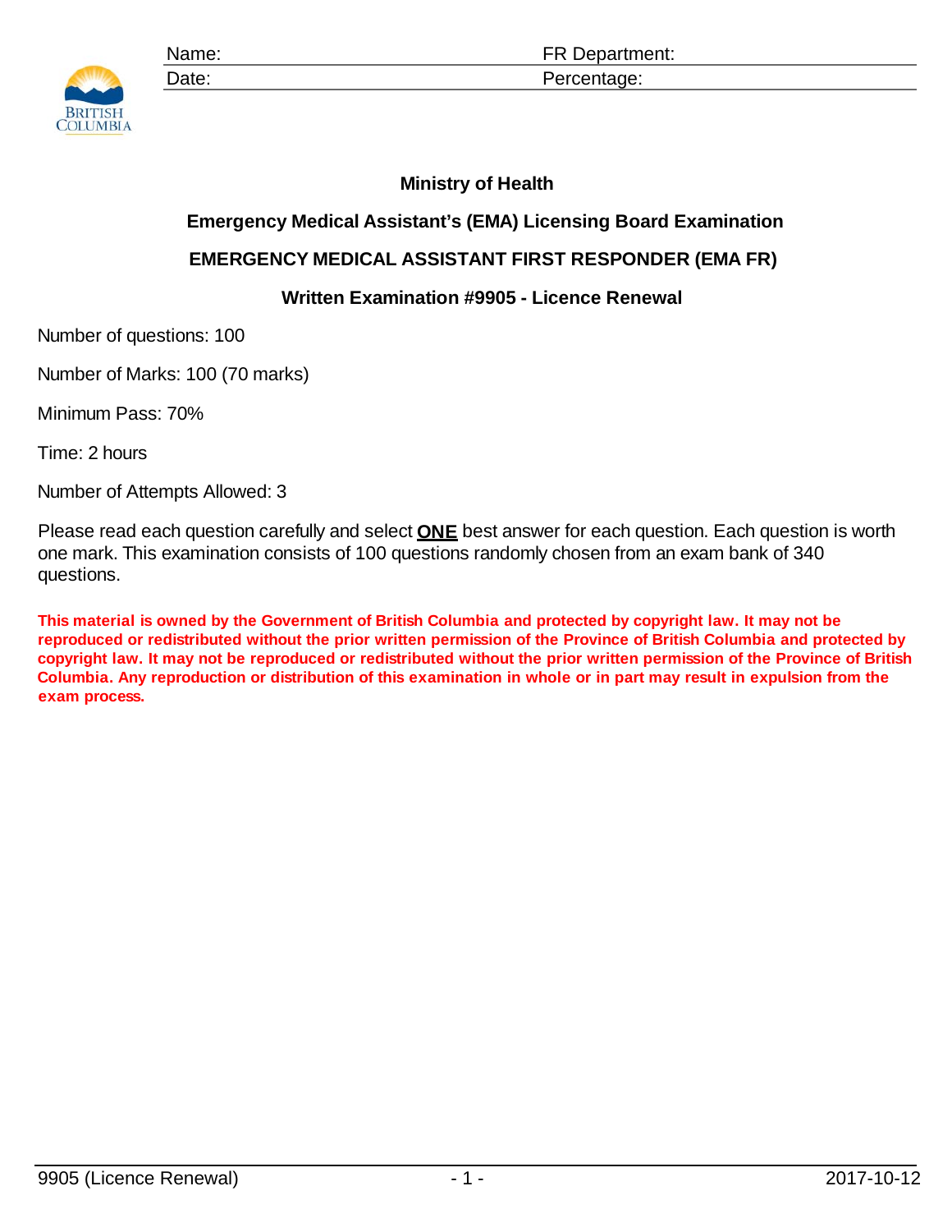| Name: | FR Department: |
| --- | --- |
| Date: | Percentage: |

**Ministry of Health**

**Emergency Medical Assistant's (EMA) Licensing Board Examination**

**EMERGENCY MEDICAL ASSISTANT FIRST RESPONDER (EMA FR)**

**Written Examination #9905 - Licence Renewal**

Number of questions: 100

Number of Marks: 100 (70 marks)

Minimum Pass: 70%

Time: 2 hours

Number of Attempts Allowed: 3

Please read each question carefully and select **ONE** best answer for each question. Each question is worth one mark. This examination consists of 100 questions randomly chosen from an exam bank of 340 questions.

**This material is owned by the Government of British Columbia and protected by copyright law. It may not be reproduced or redistributed without the prior written permission of the Province of British Columbia and protected by copyright law. It may not be reproduced or redistributed without the prior written permission of the Province of British Columbia. Any reproduction or distribution of this examination in whole or in part may result in expulsion from the exam process.**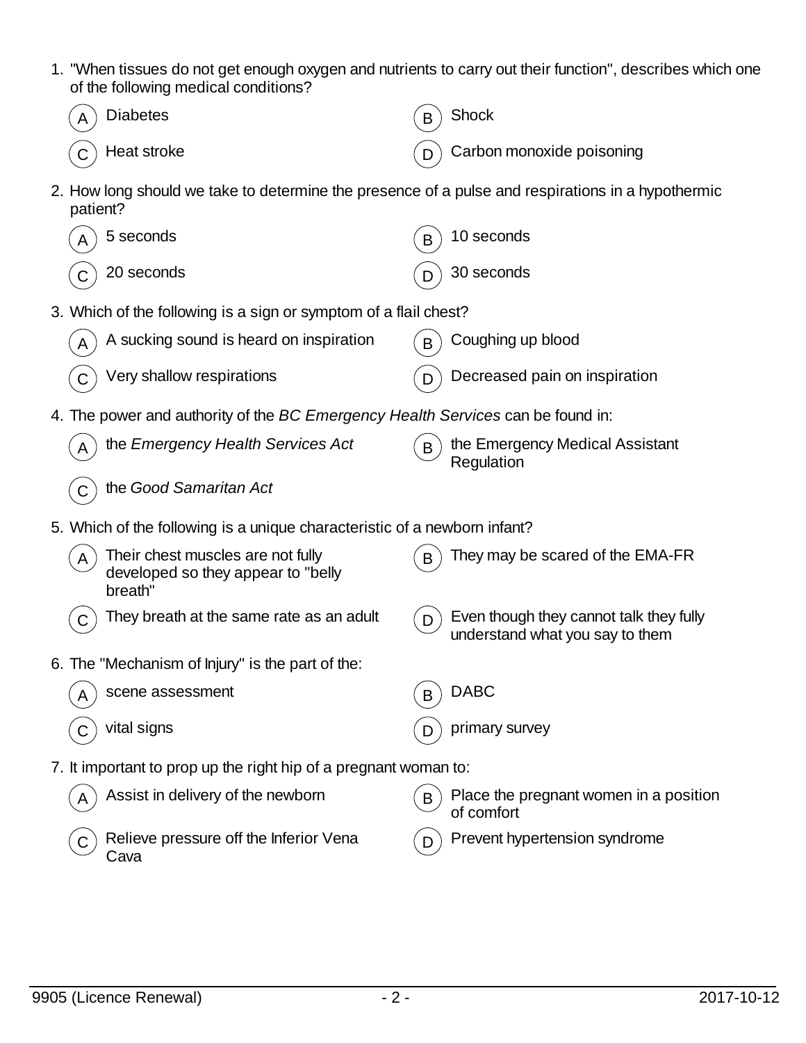1. "When tissues do not get enough oxygen and nutrients to carry out their function", describes which one of the following medical conditions?

   (A) Diabetes
   (B) Shock
   (C) Heat stroke
   (D) Carbon monoxide poisoning

2. How long should we take to determine the presence of a pulse and respirations in a hypothermic patient?

   (A) 5 seconds
   (B) 10 seconds
   (C) 20 seconds
   (D) 30 seconds

3. Which of the following is a sign or symptom of a flail chest?

   (A) A sucking sound is heard on inspiration
   (B) Coughing up blood
   (C) Very shallow respirations
   (D) Decreased pain on inspiration

4. The power and authority of the *BC Emergency Health Services* can be found in:

   (A) the *Emergency Health Services Act*
   (B) the Emergency Medical Assistant Regulation
   (C) the *Good Samaritan Act*

5. Which of the following is a unique characteristic of a newborn infant?

   (A) Their chest muscles are not fully developed so they appear to "belly breath"
   (B) They may be scared of the EMA-FR
   (C) They breath at the same rate as an adult
   (D) Even though they cannot talk they fully understand what you say to them

6. The "Mechanism of Injury" is the part of the:

   (A) scene assessment
   (B) DABC
   (C) vital signs
   (D) primary survey

7. It important to prop up the right hip of a pregnant woman to:

   (A) Assist in delivery of the newborn
   (B) Place the pregnant women in a position of comfort
   (C) Relieve pressure off the Inferior Vena Cava
   (D) Prevent hypertension syndrome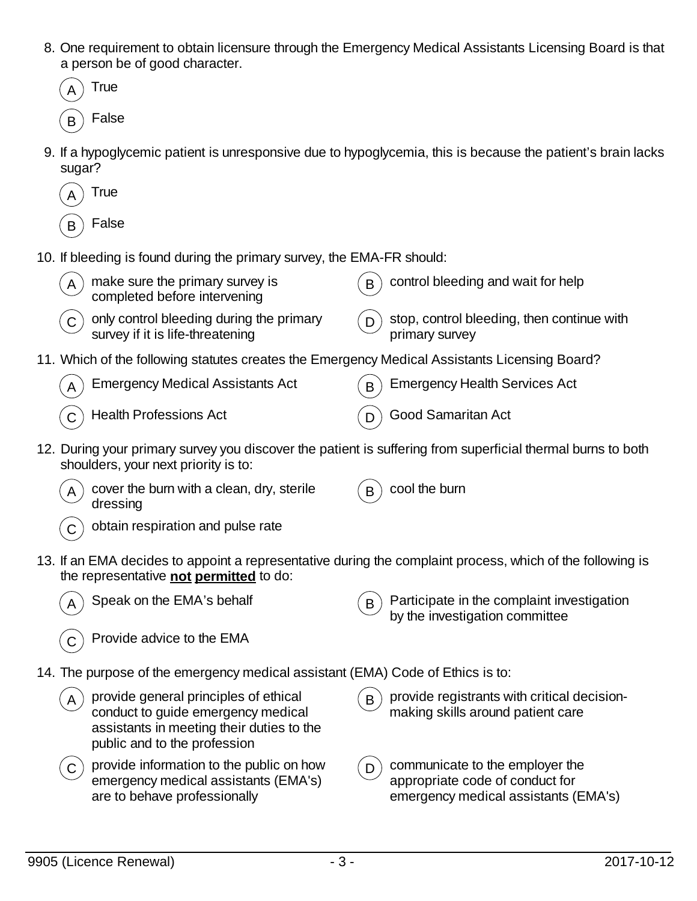8. One requirement to obtain licensure through the Emergency Medical Assistants Licensing Board is that a person be of good character.

   (A) True

   (B) False

9. If a hypoglycemic patient is unresponsive due to hypoglycemia, this is because the patient's brain lacks sugar?

   (A) True

   (B) False

10. If bleeding is found during the primary survey, the EMA-FR should:

    (A) make sure the primary survey is completed before intervening

    (B) control bleeding and wait for help

    (C) only control bleeding during the primary survey if it is life-threatening

    (D) stop, control bleeding, then continue with primary survey

11. Which of the following statutes creates the Emergency Medical Assistants Licensing Board?

    (A) Emergency Medical Assistants Act

    (B) Emergency Health Services Act

    (C) Health Professions Act

    (D) Good Samaritan Act

12. During your primary survey you discover the patient is suffering from superficial thermal burns to both shoulders, your next priority is to:

    (A) cover the burn with a clean, dry, sterile dressing

    (B) cool the burn

    (C) obtain respiration and pulse rate

13. If an EMA decides to appoint a representative during the complaint process, which of the following is the representative **not permitted** to do:

    (A) Speak on the EMA's behalf

    (B) Participate in the complaint investigation by the investigation committee

    (C) Provide advice to the EMA

14. The purpose of the emergency medical assistant (EMA) Code of Ethics is to:

    (A) provide general principles of ethical conduct to guide emergency medical assistants in meeting their duties to the public and to the profession

    (B) provide registrants with critical decision-making skills around patient care

    (C) provide information to the public on how emergency medical assistants (EMA's) are to behave professionally

    (D) communicate to the employer the appropriate code of conduct for emergency medical assistants (EMA's)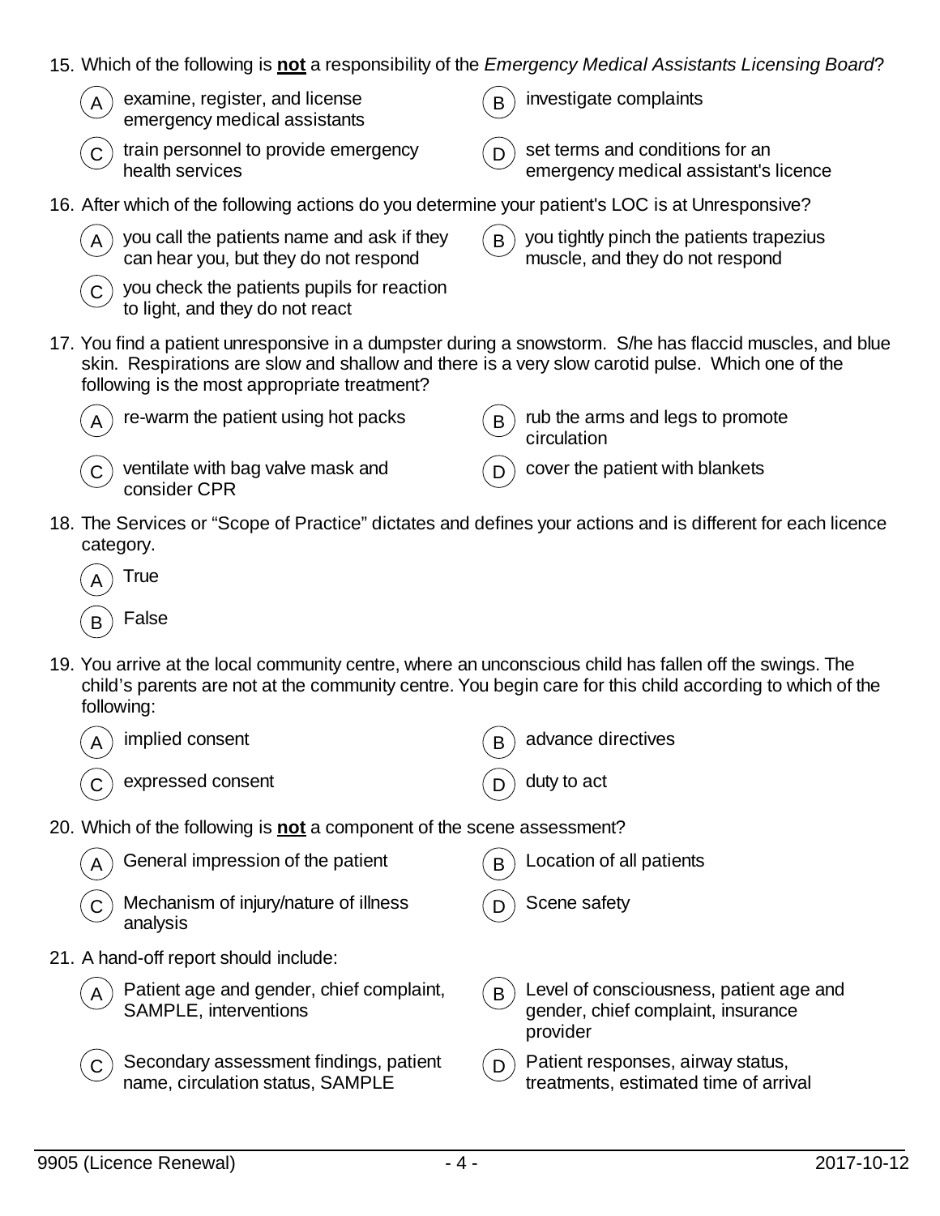15. Which of the following is **not** a responsibility of the *Emergency Medical Assistants Licensing Board*?

   (A) examine, register, and license emergency medical assistants
   (B) investigate complaints
   (C) train personnel to provide emergency health services
   (D) set terms and conditions for an emergency medical assistant's licence

16. After which of the following actions do you determine your patient's LOC is at Unresponsive?

   (A) you call the patients name and ask if they can hear you, but they do not respond
   (B) you tightly pinch the patients trapezius muscle, and they do not respond
   (C) you check the patients pupils for reaction to light, and they do not react

17. You find a patient unresponsive in a dumpster during a snowstorm. S/he has flaccid muscles, and blue skin. Respirations are slow and shallow and there is a very slow carotid pulse. Which one of the following is the most appropriate treatment?

   (A) re-warm the patient using hot packs
   (B) rub the arms and legs to promote circulation
   (C) ventilate with bag valve mask and consider CPR
   (D) cover the patient with blankets

18. The Services or "Scope of Practice" dictates and defines your actions and is different for each licence category.

   (A) True
   (B) False

19. You arrive at the local community centre, where an unconscious child has fallen off the swings. The child's parents are not at the community centre. You begin care for this child according to which of the following:

   (A) implied consent
   (B) advance directives
   (C) expressed consent
   (D) duty to act

20. Which of the following is **not** a component of the scene assessment?

   (A) General impression of the patient
   (B) Location of all patients
   (C) Mechanism of injury/nature of illness analysis
   (D) Scene safety

21. A hand-off report should include:

   (A) Patient age and gender, chief complaint, SAMPLE, interventions
   (B) Level of consciousness, patient age and gender, chief complaint, insurance provider
   (C) Secondary assessment findings, patient name, circulation status, SAMPLE
   (D) Patient responses, airway status, treatments, estimated time of arrival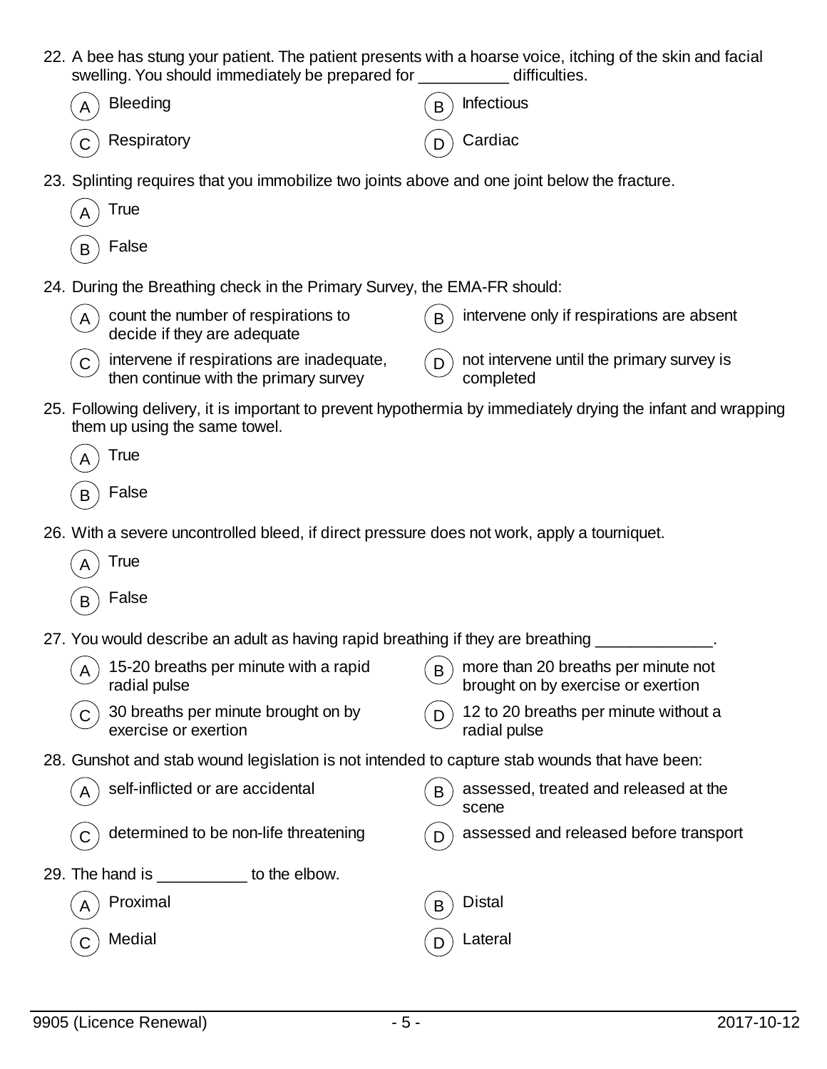22. A bee has stung your patient. The patient presents with a hoarse voice, itching of the skin and facial swelling. You should immediately be prepared for __________ difficulties.

   (A) Bleeding
   (B) Infectious
   (C) Respiratory
   (D) Cardiac

23. Splinting requires that you immobilize two joints above and one joint below the fracture.

   (A) True
   (B) False

24. During the Breathing check in the Primary Survey, the EMA-FR should:

   (A) count the number of respirations to decide if they are adequate
   (B) intervene only if respirations are absent
   (C) intervene if respirations are inadequate, then continue with the primary survey
   (D) not intervene until the primary survey is completed

25. Following delivery, it is important to prevent hypothermia by immediately drying the infant and wrapping them up using the same towel.

   (A) True
   (B) False

26. With a severe uncontrolled bleed, if direct pressure does not work, apply a tourniquet.

   (A) True
   (B) False

27. You would describe an adult as having rapid breathing if they are breathing _____________.

   (A) 15-20 breaths per minute with a rapid radial pulse
   (B) more than 20 breaths per minute not brought on by exercise or exertion
   (C) 30 breaths per minute brought on by exercise or exertion
   (D) 12 to 20 breaths per minute without a radial pulse

28. Gunshot and stab wound legislation is not intended to capture stab wounds that have been:

   (A) self-inflicted or are accidental
   (B) assessed, treated and released at the scene
   (C) determined to be non-life threatening
   (D) assessed and released before transport

29. The hand is __________ to the elbow.

   (A) Proximal
   (B) Distal
   (C) Medial
   (D) Lateral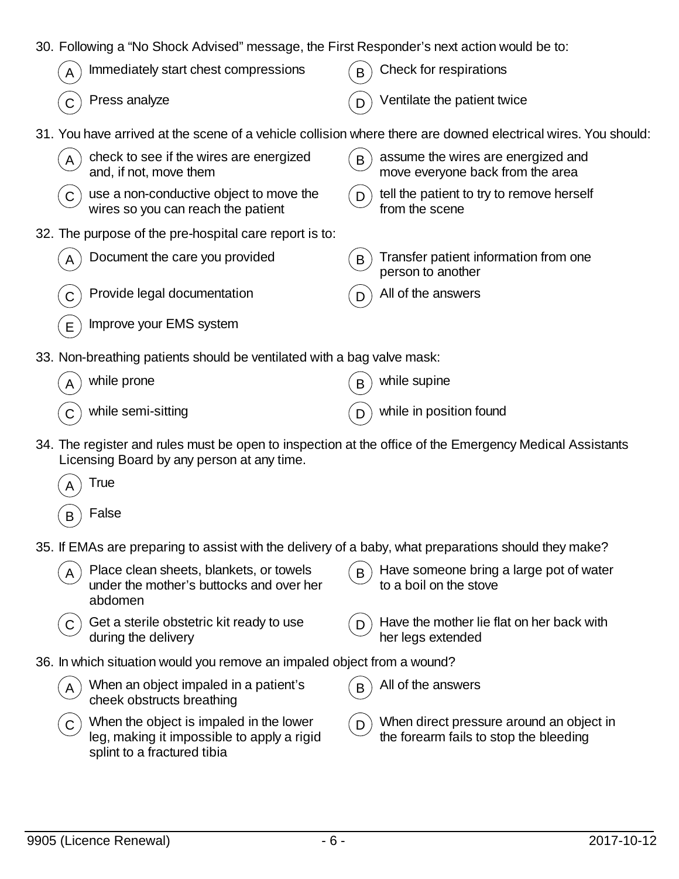30. Following a “No Shock Advised” message, the First Responder’s next action would be to:

    (A) Immediately start chest compressions
    (B) Check for respirations
    (C) Press analyze
    (D) Ventilate the patient twice

31. You have arrived at the scene of a vehicle collision where there are downed electrical wires. You should:

    (A) check to see if the wires are energized and, if not, move them
    (B) assume the wires are energized and move everyone back from the area
    (C) use a non-conductive object to move the wires so you can reach the patient
    (D) tell the patient to try to remove herself from the scene

32. The purpose of the pre-hospital care report is to:

    (A) Document the care you provided
    (B) Transfer patient information from one person to another
    (C) Provide legal documentation
    (D) All of the answers
    (E) Improve your EMS system

33. Non-breathing patients should be ventilated with a bag valve mask:

    (A) while prone
    (B) while supine
    (C) while semi-sitting
    (D) while in position found

34. The register and rules must be open to inspection at the office of the Emergency Medical Assistants Licensing Board by any person at any time.

    (A) True
    (B) False

35. If EMAs are preparing to assist with the delivery of a baby, what preparations should they make?

    (A) Place clean sheets, blankets, or towels under the mother’s buttocks and over her abdomen
    (B) Have someone bring a large pot of water to a boil on the stove
    (C) Get a sterile obstetric kit ready to use during the delivery
    (D) Have the mother lie flat on her back with her legs extended

36. In which situation would you remove an impaled object from a wound?

    (A) When an object impaled in a patient’s cheek obstructs breathing
    (B) All of the answers
    (C) When the object is impaled in the lower leg, making it impossible to apply a rigid splint to a fractured tibia
    (D) When direct pressure around an object in the forearm fails to stop the bleeding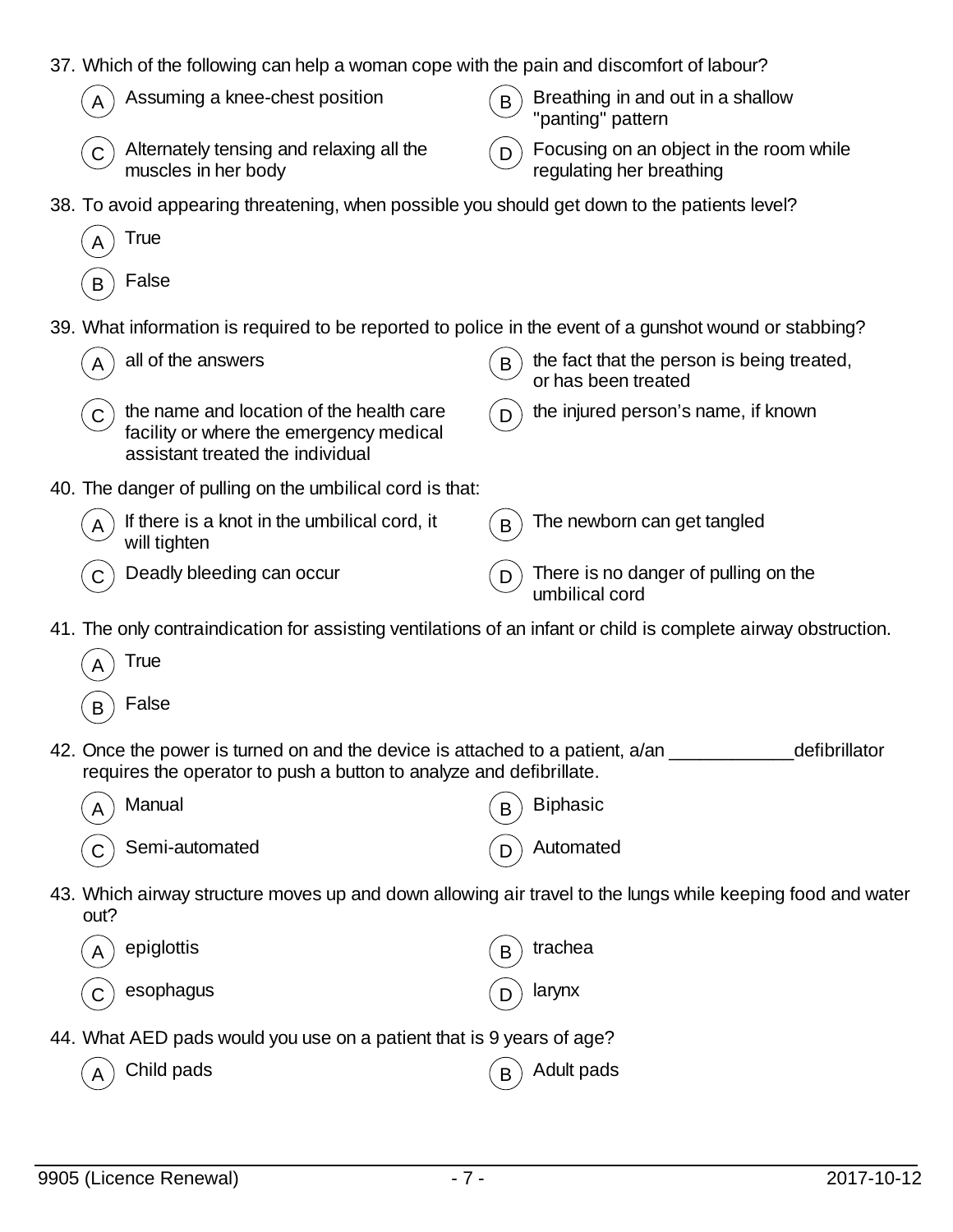37. Which of the following can help a woman cope with the pain and discomfort of labour?

   A) Assuming a knee-chest position
   B) Breathing in and out in a shallow "panting" pattern
   C) Alternately tensing and relaxing all the muscles in her body
   D) Focusing on an object in the room while regulating her breathing

38. To avoid appearing threatening, when possible you should get down to the patients level?

   A) True
   B) False

39. What information is required to be reported to police in the event of a gunshot wound or stabbing?

   A) all of the answers
   B) the fact that the person is being treated, or has been treated
   C) the name and location of the health care facility or where the emergency medical assistant treated the individual
   D) the injured person's name, if known

40. The danger of pulling on the umbilical cord is that:

   A) If there is a knot in the umbilical cord, it will tighten
   B) The newborn can get tangled
   C) Deadly bleeding can occur
   D) There is no danger of pulling on the umbilical cord

41. The only contraindication for assisting ventilations of an infant or child is complete airway obstruction.

   A) True
   B) False

42. Once the power is turned on and the device is attached to a patient, a/an ____________defibrillator requires the operator to push a button to analyze and defibrillate.

   A) Manual
   B) Biphasic
   C) Semi-automated
   D) Automated

43. Which airway structure moves up and down allowing air travel to the lungs while keeping food and water out?

   A) epiglottis
   B) trachea
   C) esophagus
   D) larynx

44. What AED pads would you use on a patient that is 9 years of age?

   A) Child pads
   B) Adult pads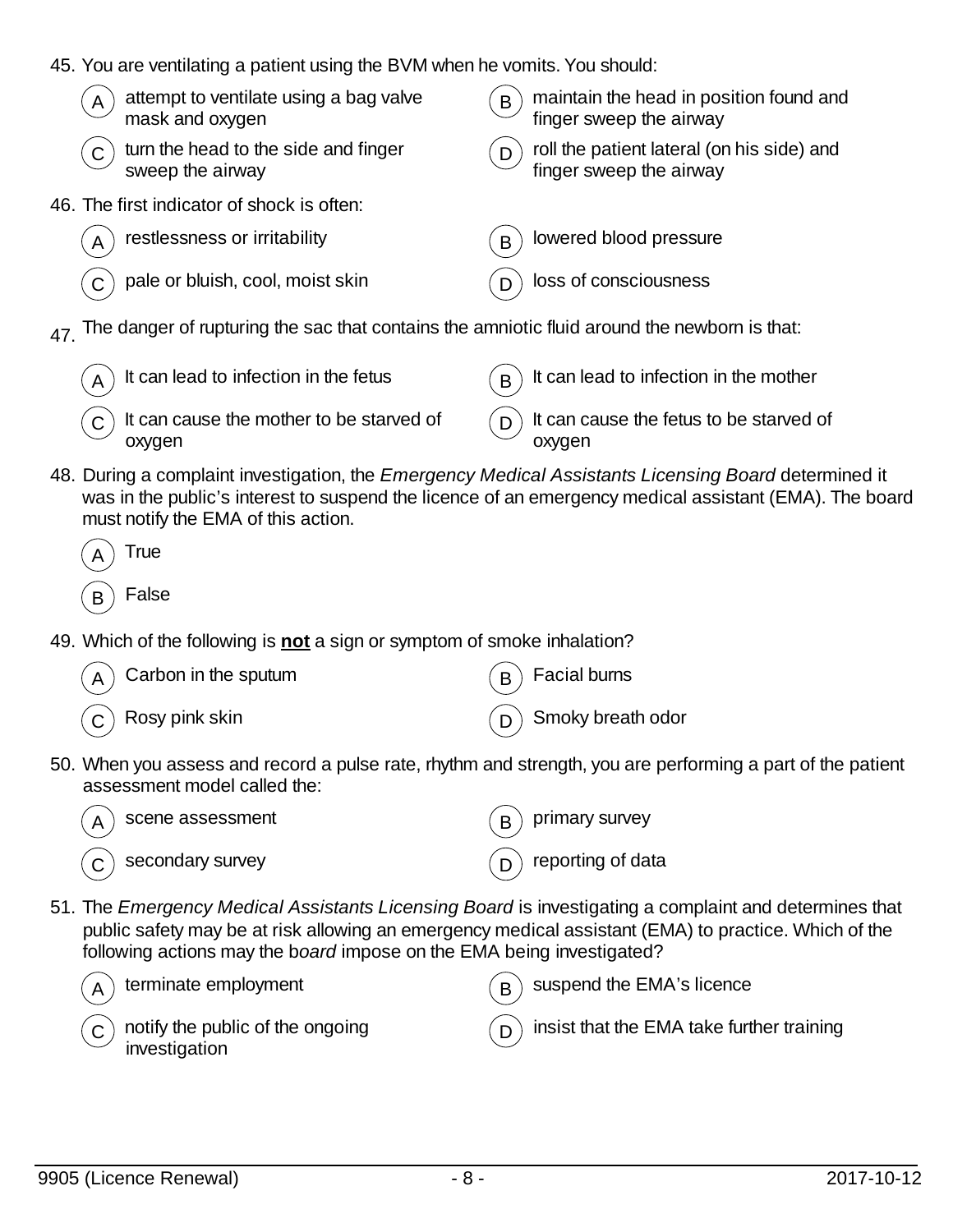45. You are ventilating a patient using the BVM when he vomits. You should:

   (A) attempt to ventilate using a bag valve mask and oxygen
   (B) maintain the head in position found and finger sweep the airway
   (C) turn the head to the side and finger sweep the airway
   (D) roll the patient lateral (on his side) and finger sweep the airway

46. The first indicator of shock is often:

   (A) restlessness or irritability
   (B) lowered blood pressure
   (C) pale or bluish, cool, moist skin
   (D) loss of consciousness

47. The danger of rupturing the sac that contains the amniotic fluid around the newborn is that:

   (A) It can lead to infection in the fetus
   (B) It can lead to infection in the mother
   (C) It can cause the mother to be starved of oxygen
   (D) It can cause the fetus to be starved of oxygen

48. During a complaint investigation, the *Emergency Medical Assistants Licensing Board* determined it was in the public's interest to suspend the licence of an emergency medical assistant (EMA). The board must notify the EMA of this action.

   (A) True
   (B) False

49. Which of the following is **not** a sign or symptom of smoke inhalation?

   (A) Carbon in the sputum
   (B) Facial burns
   (C) Rosy pink skin
   (D) Smoky breath odor

50. When you assess and record a pulse rate, rhythm and strength, you are performing a part of the patient assessment model called the:

   (A) scene assessment
   (B) primary survey
   (C) secondary survey
   (D) reporting of data

51. The *Emergency Medical Assistants Licensing Board* is investigating a complaint and determines that public safety may be at risk allowing an emergency medical assistant (EMA) to practice. Which of the following actions may the b*oard* impose on the EMA being investigated?

   (A) terminate employment
   (B) suspend the EMA's licence
   (C) notify the public of the ongoing investigation
   (D) insist that the EMA take further training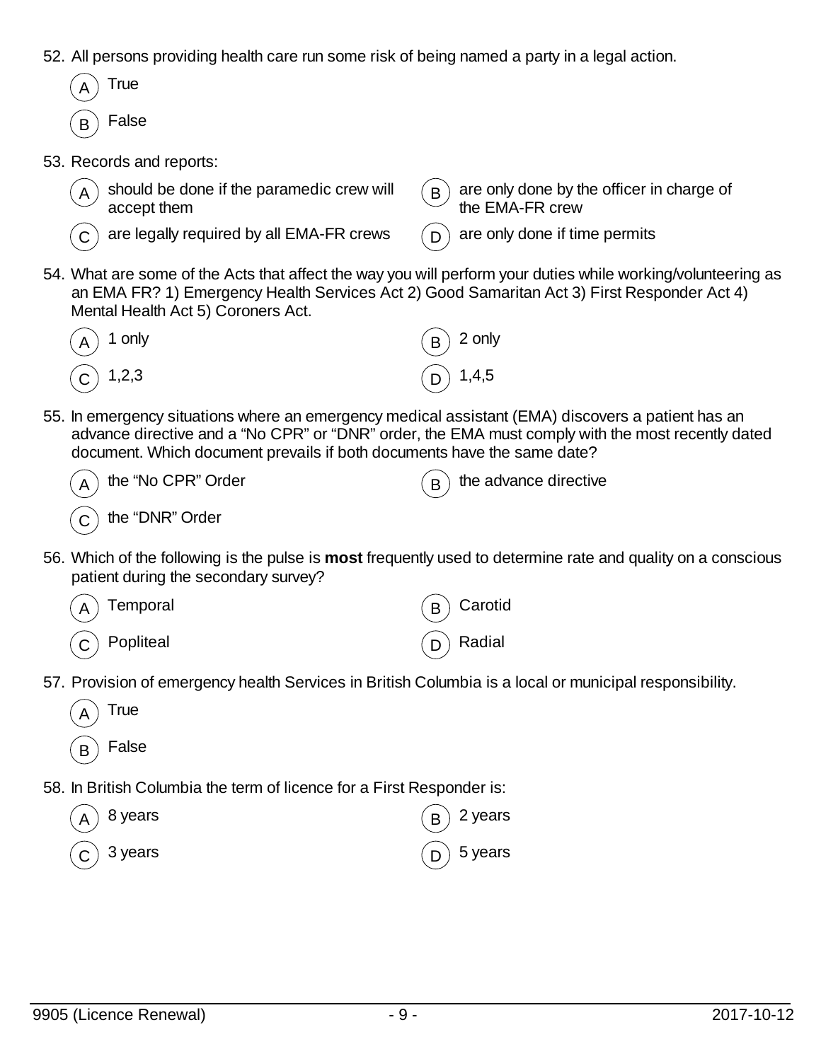52. All persons providing health care run some risk of being named a party in a legal action.

    (A) True

    (B) False

53. Records and reports:

    (A) should be done if the paramedic crew will accept them

    (B) are only done by the officer in charge of the EMA-FR crew

    (C) are legally required by all EMA-FR crews

    (D) are only done if time permits

54. What are some of the Acts that affect the way you will perform your duties while working/volunteering as an EMA FR? 1) Emergency Health Services Act 2) Good Samaritan Act 3) First Responder Act 4) Mental Health Act 5) Coroners Act.

    (A) 1 only

    (B) 2 only

    (C) 1,2,3

    (D) 1,4,5

55. In emergency situations where an emergency medical assistant (EMA) discovers a patient has an advance directive and a "No CPR" or "DNR" order, the EMA must comply with the most recently dated document. Which document prevails if both documents have the same date?

    (A) the "No CPR" Order

    (B) the advance directive

    (C) the "DNR" Order

56. Which of the following is the pulse is **most** frequently used to determine rate and quality on a conscious patient during the secondary survey?

    (A) Temporal

    (B) Carotid

    (C) Popliteal

    (D) Radial

57. Provision of emergency health Services in British Columbia is a local or municipal responsibility.

    (A) True

    (B) False

58. In British Columbia the term of licence for a First Responder is:

    (A) 8 years

    (B) 2 years

    (C) 3 years

    (D) 5 years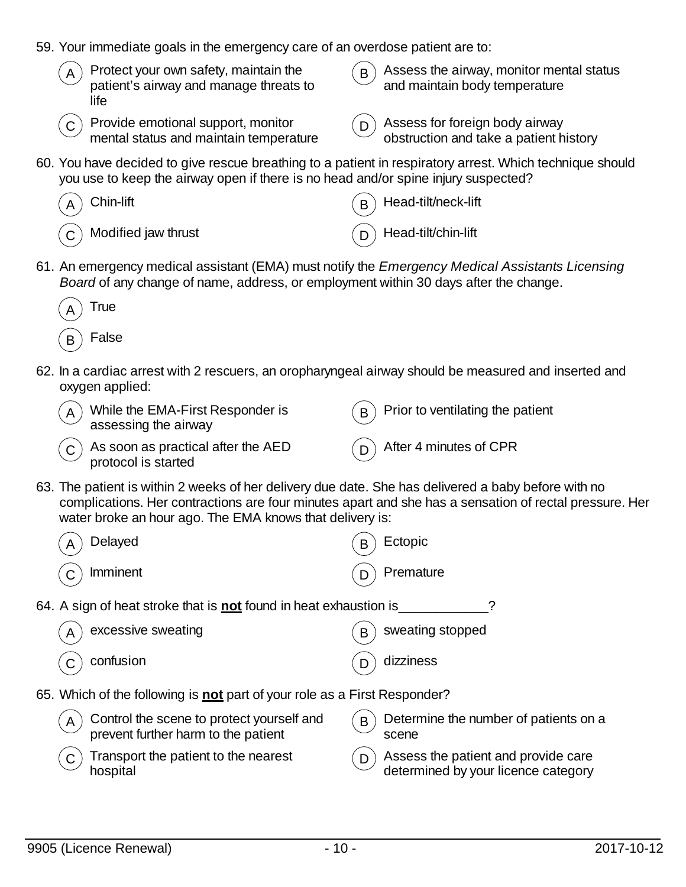59. Your immediate goals in the emergency care of an overdose patient are to:

   (A) Protect your own safety, maintain the patient's airway and manage threats to life

   (B) Assess the airway, monitor mental status and maintain body temperature

   (C) Provide emotional support, monitor mental status and maintain temperature

   (D) Assess for foreign body airway obstruction and take a patient history

60. You have decided to give rescue breathing to a patient in respiratory arrest. Which technique should you use to keep the airway open if there is no head and/or spine injury suspected?

   (A) Chin-lift

   (B) Head-tilt/neck-lift

   (C) Modified jaw thrust

   (D) Head-tilt/chin-lift

61. An emergency medical assistant (EMA) must notify the *Emergency Medical Assistants Licensing Board* of any change of name, address, or employment within 30 days after the change.

   (A) True

   (B) False

62. In a cardiac arrest with 2 rescuers, an oropharyngeal airway should be measured and inserted and oxygen applied:

   (A) While the EMA-First Responder is assessing the airway

   (B) Prior to ventilating the patient

   (C) As soon as practical after the AED protocol is started

   (D) After 4 minutes of CPR

63. The patient is within 2 weeks of her delivery due date. She has delivered a baby before with no complications. Her contractions are four minutes apart and she has a sensation of rectal pressure. Her water broke an hour ago. The EMA knows that delivery is:

   (A) Delayed

   (B) Ectopic

   (C) Imminent

   (D) Premature

64. A sign of heat stroke that is **not** found in heat exhaustion is____________?

   (A) excessive sweating

   (B) sweating stopped

   (C) confusion

   (D) dizziness

65. Which of the following is **not** part of your role as a First Responder?

   (A) Control the scene to protect yourself and prevent further harm to the patient

   (B) Determine the number of patients on a scene

   (C) Transport the patient to the nearest hospital

   (D) Assess the patient and provide care determined by your licence category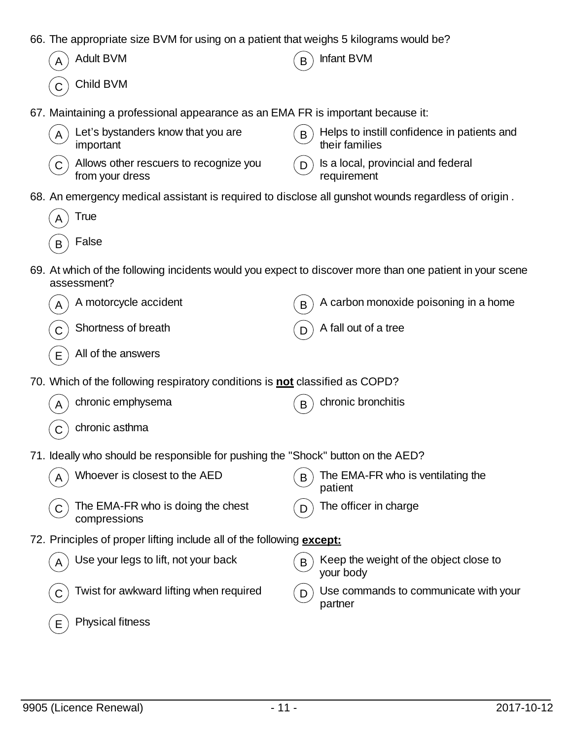66. The appropriate size BVM for using on a patient that weighs 5 kilograms would be?

   A) Adult BVM
   B) Infant BVM
   C) Child BVM

67. Maintaining a professional appearance as an EMA FR is important because it:

   A) Let's bystanders know that you are important
   B) Helps to instill confidence in patients and their families
   C) Allows other rescuers to recognize you from your dress
   D) Is a local, provincial and federal requirement

68. An emergency medical assistant is required to disclose all gunshot wounds regardless of origin .

   A) True
   B) False

69. At which of the following incidents would you expect to discover more than one patient in your scene assessment?

   A) A motorcycle accident
   B) A carbon monoxide poisoning in a home
   C) Shortness of breath
   D) A fall out of a tree
   E) All of the answers

70. Which of the following respiratory conditions is **not** classified as COPD?

   A) chronic emphysema
   B) chronic bronchitis
   C) chronic asthma

71. Ideally who should be responsible for pushing the "Shock" button on the AED?

   A) Whoever is closest to the AED
   B) The EMA-FR who is ventilating the patient
   C) The EMA-FR who is doing the chest compressions
   D) The officer in charge

72. Principles of proper lifting include all of the following **except:**

   A) Use your legs to lift, not your back
   B) Keep the weight of the object close to your body
   C) Twist for awkward lifting when required
   D) Use commands to communicate with your partner
   E) Physical fitness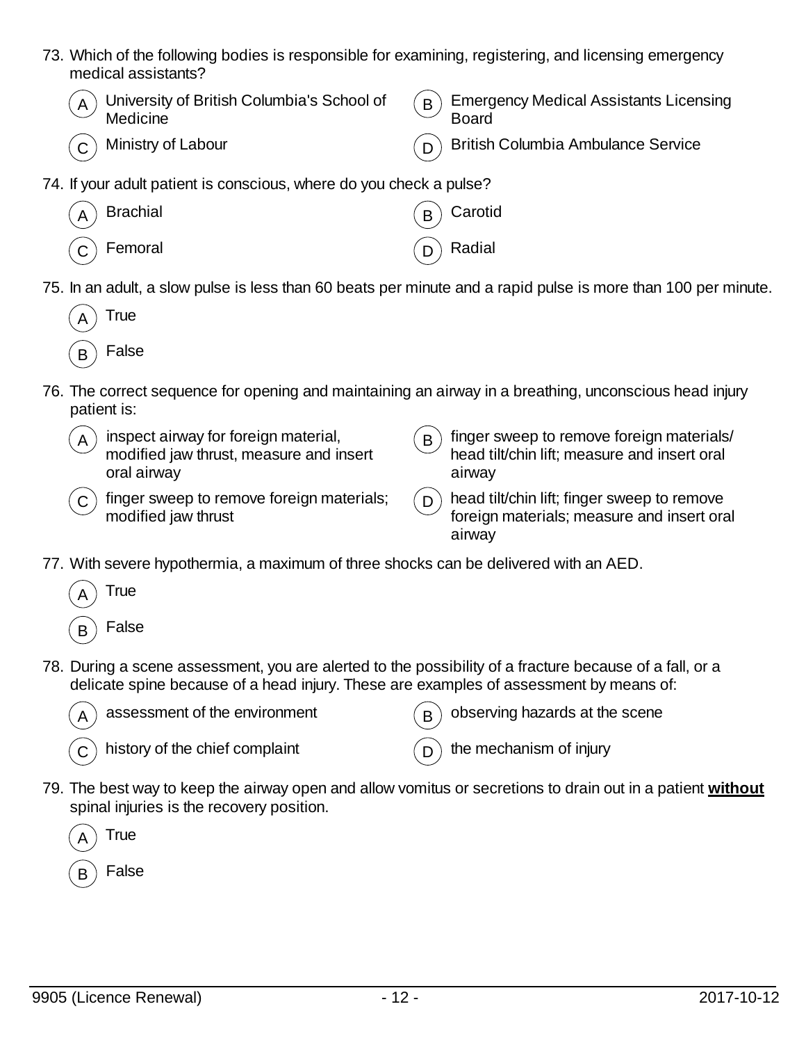73. Which of the following bodies is responsible for examining, registering, and licensing emergency medical assistants?

  (A) University of British Columbia's School of Medicine
  (B) Emergency Medical Assistants Licensing Board
  (C) Ministry of Labour
  (D) British Columbia Ambulance Service

74. If your adult patient is conscious, where do you check a pulse?

  (A) Brachial
  (B) Carotid
  (C) Femoral
  (D) Radial

75. In an adult, a slow pulse is less than 60 beats per minute and a rapid pulse is more than 100 per minute.

  (A) True
  (B) False

76. The correct sequence for opening and maintaining an airway in a breathing, unconscious head injury patient is:

  (A) inspect airway for foreign material, modified jaw thrust, measure and insert oral airway
  (B) finger sweep to remove foreign materials/ head tilt/chin lift; measure and insert oral airway
  (C) finger sweep to remove foreign materials; modified jaw thrust
  (D) head tilt/chin lift; finger sweep to remove foreign materials; measure and insert oral airway

77. With severe hypothermia, a maximum of three shocks can be delivered with an AED.

  (A) True
  (B) False

78. During a scene assessment, you are alerted to the possibility of a fracture because of a fall, or a delicate spine because of a head injury. These are examples of assessment by means of:

  (A) assessment of the environment
  (B) observing hazards at the scene
  (C) history of the chief complaint
  (D) the mechanism of injury

79. The best way to keep the airway open and allow vomitus or secretions to drain out in a patient **without** spinal injuries is the recovery position.

  (A) True
  (B) False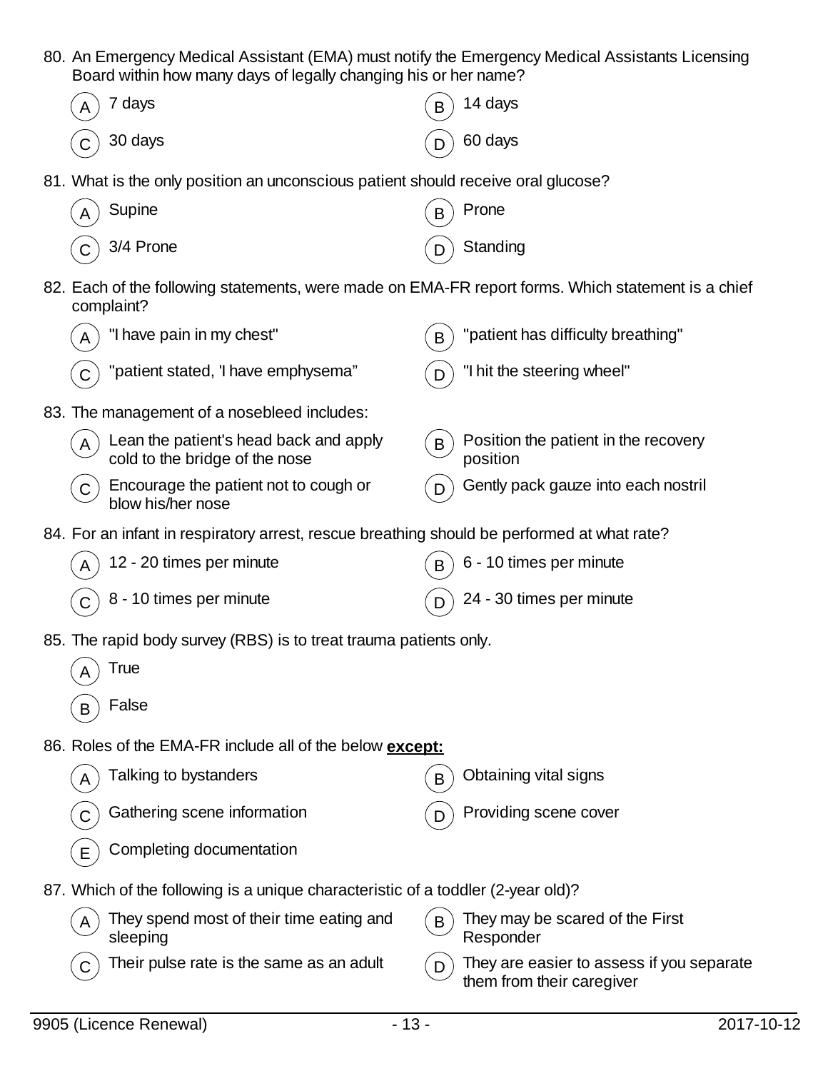80. An Emergency Medical Assistant (EMA) must notify the Emergency Medical Assistants Licensing Board within how many days of legally changing his or her name?

    (A) 7 days
    (B) 14 days
    (C) 30 days
    (D) 60 days

81. What is the only position an unconscious patient should receive oral glucose?

    (A) Supine
    (B) Prone
    (C) 3/4 Prone
    (D) Standing

82. Each of the following statements, were made on EMA-FR report forms. Which statement is a chief complaint?

    (A) "I have pain in my chest"
    (B) "patient has difficulty breathing"
    (C) "patient stated, 'I have emphysema"
    (D) "I hit the steering wheel"

83. The management of a nosebleed includes:

    (A) Lean the patient's head back and apply cold to the bridge of the nose
    (B) Position the patient in the recovery position
    (C) Encourage the patient not to cough or blow his/her nose
    (D) Gently pack gauze into each nostril

84. For an infant in respiratory arrest, rescue breathing should be performed at what rate?

    (A) 12 - 20 times per minute
    (B) 6 - 10 times per minute
    (C) 8 - 10 times per minute
    (D) 24 - 30 times per minute

85. The rapid body survey (RBS) is to treat trauma patients only.

    (A) True
    (B) False

86. Roles of the EMA-FR include all of the below **except:**

    (A) Talking to bystanders
    (B) Obtaining vital signs
    (C) Gathering scene information
    (D) Providing scene cover
    (E) Completing documentation

87. Which of the following is a unique characteristic of a toddler (2-year old)?

    (A) They spend most of their time eating and sleeping
    (B) They may be scared of the First Responder
    (C) Their pulse rate is the same as an adult
    (D) They are easier to assess if you separate them from their caregiver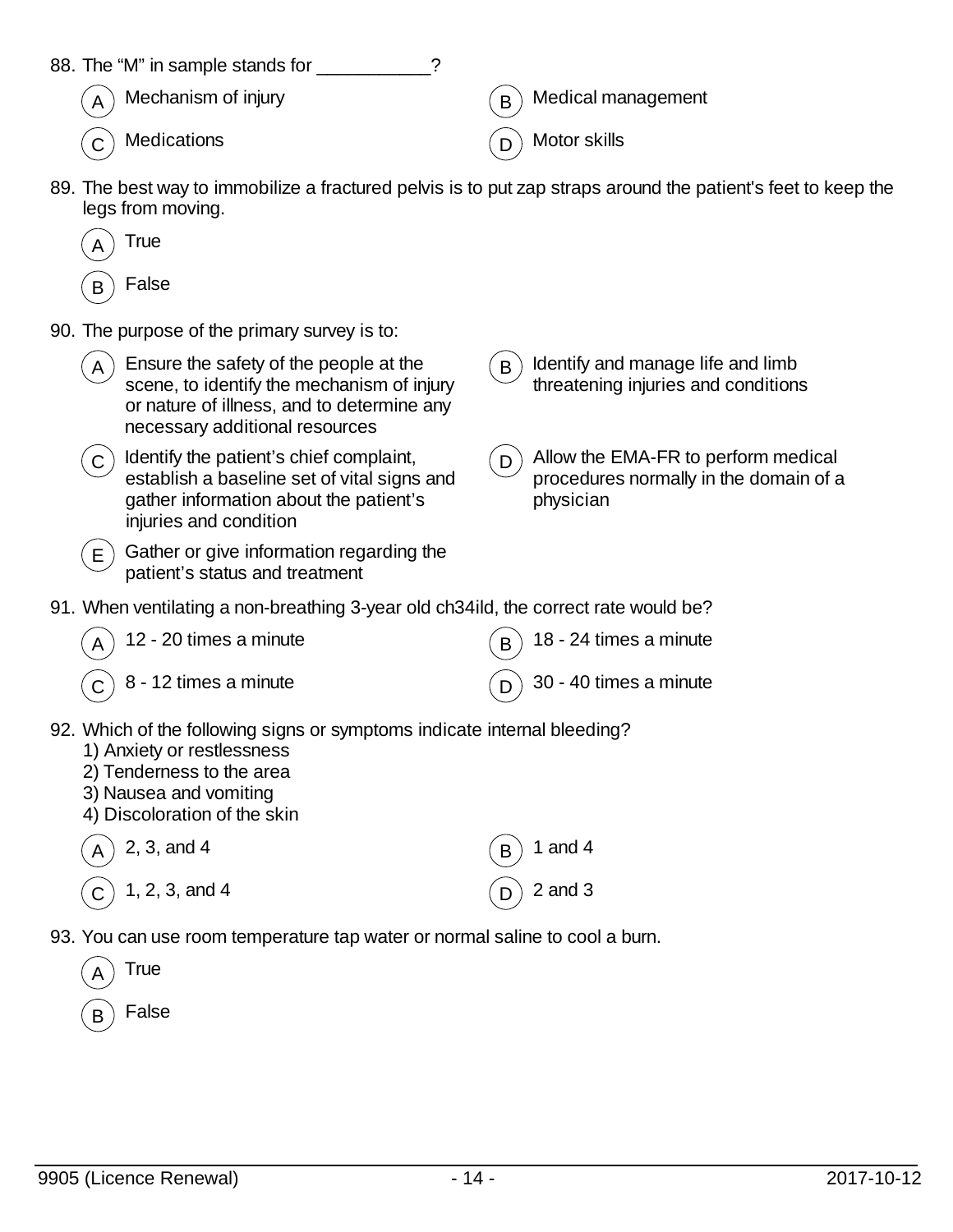88. The “M” in sample stands for ___________?

- (A) Mechanism of injury
- (B) Medical management
- (C) Medications
- (D) Motor skills

89. The best way to immobilize a fractured pelvis is to put zap straps around the patient's feet to keep the legs from moving.

- (A) True
- (B) False

90. The purpose of the primary survey is to:

- (A) Ensure the safety of the people at the scene, to identify the mechanism of injury or nature of illness, and to determine any necessary additional resources
- (B) Identify and manage life and limb threatening injuries and conditions
- (C) Identify the patient’s chief complaint, establish a baseline set of vital signs and gather information about the patient’s injuries and condition
- (D) Allow the EMA-FR to perform medical procedures normally in the domain of a physician
- (E) Gather or give information regarding the patient’s status and treatment

91. When ventilating a non-breathing 3-year old ch34ild, the correct rate would be?

- (A) 12 - 20 times a minute
- (B) 18 - 24 times a minute
- (C) 8 - 12 times a minute
- (D) 30 - 40 times a minute

92. Which of the following signs or symptoms indicate internal bleeding?
1) Anxiety or restlessness
2) Tenderness to the area
3) Nausea and vomiting
4) Discoloration of the skin

- (A) 2, 3, and 4
- (B) 1 and 4
- (C) 1, 2, 3, and 4
- (D) 2 and 3

93. You can use room temperature tap water or normal saline to cool a burn.

- (A) True
- (B) False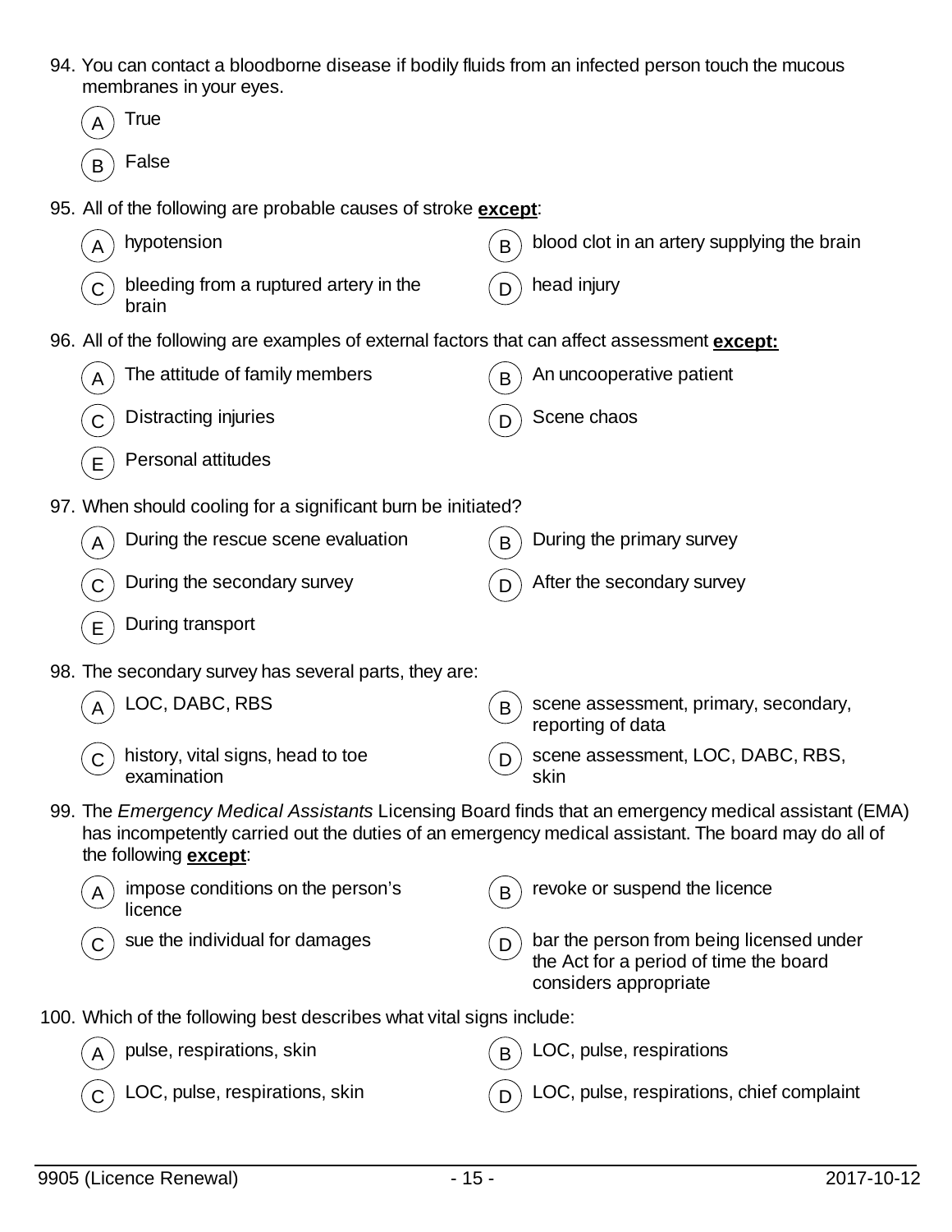94. You can contact a bloodborne disease if bodily fluids from an infected person touch the mucous membranes in your eyes.

    (A) True

    (B) False

95. All of the following are probable causes of stroke **except**:

    (A) hypotension

    (B) blood clot in an artery supplying the brain

    (C) bleeding from a ruptured artery in the brain

    (D) head injury

96. All of the following are examples of external factors that can affect assessment **except:**

    (A) The attitude of family members

    (B) An uncooperative patient

    (C) Distracting injuries

    (D) Scene chaos

    (E) Personal attitudes

97. When should cooling for a significant burn be initiated?

    (A) During the rescue scene evaluation

    (B) During the primary survey

    (C) During the secondary survey

    (D) After the secondary survey

    (E) During transport

98. The secondary survey has several parts, they are:

    (A) LOC, DABC, RBS

    (B) scene assessment, primary, secondary, reporting of data

    (C) history, vital signs, head to toe examination

    (D) scene assessment, LOC, DABC, RBS, skin

99. The *Emergency Medical Assistants* Licensing Board finds that an emergency medical assistant (EMA) has incompetently carried out the duties of an emergency medical assistant. The board may do all of the following **except**:

    (A) impose conditions on the person's licence

    (B) revoke or suspend the licence

    (C) sue the individual for damages

    (D) bar the person from being licensed under the Act for a period of time the board considers appropriate

100. Which of the following best describes what vital signs include:

    (A) pulse, respirations, skin

    (B) LOC, pulse, respirations

    (C) LOC, pulse, respirations, skin

    (D) LOC, pulse, respirations, chief complaint